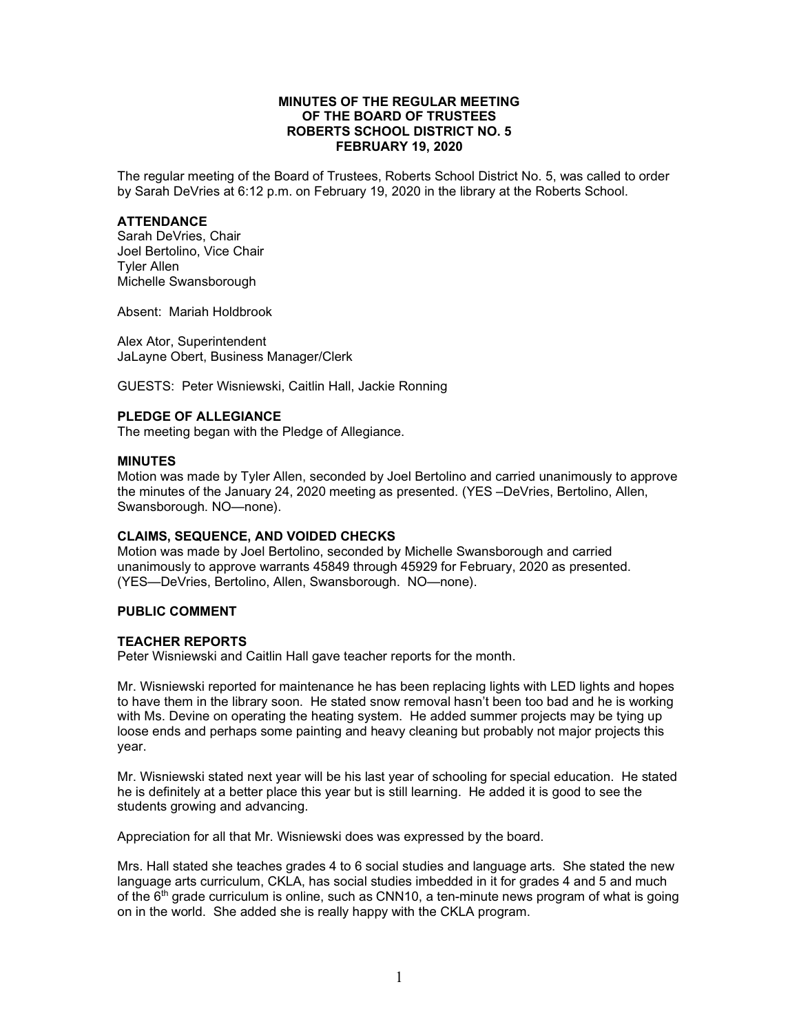**MINUTES OF THE REGULAR MEETING**
**OF THE BOARD OF TRUSTEES**
**ROBERTS SCHOOL DISTRICT NO. 5**
**FEBRUARY 19, 2020**

The regular meeting of the Board of Trustees, Roberts School District No. 5, was called to order by Sarah DeVries at 6:12 p.m. on February 19, 2020 in the library at the Roberts School.

### ATTENDANCE

Sarah DeVries, Chair
Joel Bertolino, Vice Chair
Tyler Allen
Michelle Swansborough

Absent: Mariah Holdbrook

Alex Ator, Superintendent
JaLayne Obert, Business Manager/Clerk

GUESTS: Peter Wisniewski, Caitlin Hall, Jackie Ronning

### PLEDGE OF ALLEGIANCE

The meeting began with the Pledge of Allegiance.

### MINUTES

Motion was made by Tyler Allen, seconded by Joel Bertolino and carried unanimously to approve the minutes of the January 24, 2020 meeting as presented. (YES –DeVries, Bertolino, Allen, Swansborough. NO—none).

### CLAIMS, SEQUENCE, AND VOIDED CHECKS

Motion was made by Joel Bertolino, seconded by Michelle Swansborough and carried unanimously to approve warrants 45849 through 45929 for February, 2020 as presented. (YES—DeVries, Bertolino, Allen, Swansborough. NO—none).

### PUBLIC COMMENT

### TEACHER REPORTS

Peter Wisniewski and Caitlin Hall gave teacher reports for the month.

Mr. Wisniewski reported for maintenance he has been replacing lights with LED lights and hopes to have them in the library soon. He stated snow removal hasn't been too bad and he is working with Ms. Devine on operating the heating system. He added summer projects may be tying up loose ends and perhaps some painting and heavy cleaning but probably not major projects this year.

Mr. Wisniewski stated next year will be his last year of schooling for special education. He stated he is definitely at a better place this year but is still learning. He added it is good to see the students growing and advancing.

Appreciation for all that Mr. Wisniewski does was expressed by the board.

Mrs. Hall stated she teaches grades 4 to 6 social studies and language arts. She stated the new language arts curriculum, CKLA, has social studies imbedded in it for grades 4 and 5 and much of the 6th grade curriculum is online, such as CNN10, a ten-minute news program of what is going on in the world. She added she is really happy with the CKLA program.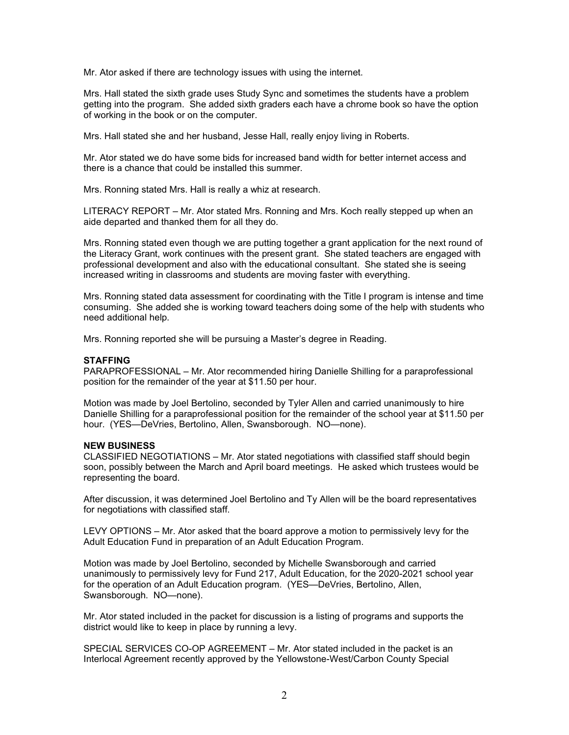Mr. Ator asked if there are technology issues with using the internet.

Mrs. Hall stated the sixth grade uses Study Sync and sometimes the students have a problem getting into the program. She added sixth graders each have a chrome book so have the option of working in the book or on the computer.

Mrs. Hall stated she and her husband, Jesse Hall, really enjoy living in Roberts.

Mr. Ator stated we do have some bids for increased band width for better internet access and there is a chance that could be installed this summer.

Mrs. Ronning stated Mrs. Hall is really a whiz at research.

LITERACY REPORT – Mr. Ator stated Mrs. Ronning and Mrs. Koch really stepped up when an aide departed and thanked them for all they do.

Mrs. Ronning stated even though we are putting together a grant application for the next round of the Literacy Grant, work continues with the present grant. She stated teachers are engaged with professional development and also with the educational consultant. She stated she is seeing increased writing in classrooms and students are moving faster with everything.

Mrs. Ronning stated data assessment for coordinating with the Title I program is intense and time consuming. She added she is working toward teachers doing some of the help with students who need additional help.

Mrs. Ronning reported she will be pursuing a Master's degree in Reading.

**STAFFING**

PARAPROFESSIONAL – Mr. Ator recommended hiring Danielle Shilling for a paraprofessional position for the remainder of the year at $11.50 per hour.

Motion was made by Joel Bertolino, seconded by Tyler Allen and carried unanimously to hire Danielle Shilling for a paraprofessional position for the remainder of the school year at $11.50 per hour. (YES—DeVries, Bertolino, Allen, Swansborough. NO—none).

**NEW BUSINESS**

CLASSIFIED NEGOTIATIONS – Mr. Ator stated negotiations with classified staff should begin soon, possibly between the March and April board meetings. He asked which trustees would be representing the board.

After discussion, it was determined Joel Bertolino and Ty Allen will be the board representatives for negotiations with classified staff.

LEVY OPTIONS – Mr. Ator asked that the board approve a motion to permissively levy for the Adult Education Fund in preparation of an Adult Education Program.

Motion was made by Joel Bertolino, seconded by Michelle Swansborough and carried unanimously to permissively levy for Fund 217, Adult Education, for the 2020-2021 school year for the operation of an Adult Education program. (YES—DeVries, Bertolino, Allen, Swansborough. NO—none).

Mr. Ator stated included in the packet for discussion is a listing of programs and supports the district would like to keep in place by running a levy.

SPECIAL SERVICES CO-OP AGREEMENT – Mr. Ator stated included in the packet is an Interlocal Agreement recently approved by the Yellowstone-West/Carbon County Special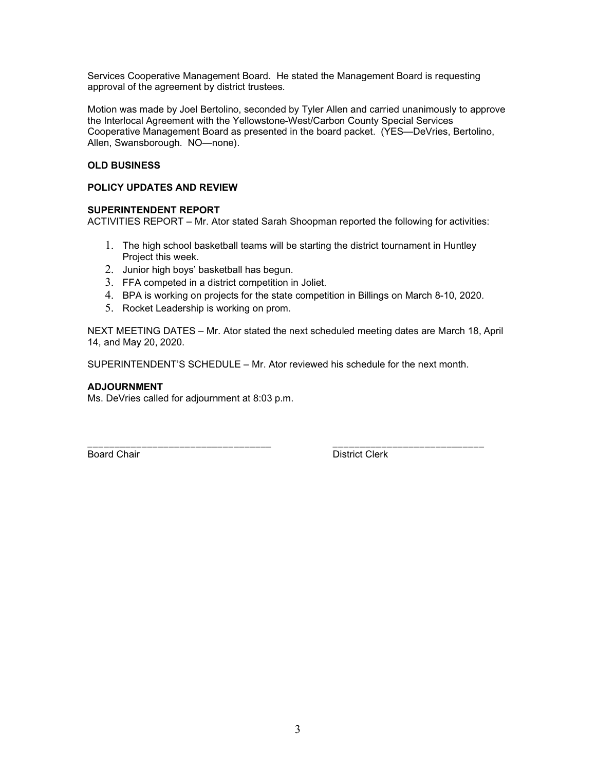Services Cooperative Management Board. He stated the Management Board is requesting approval of the agreement by district trustees.

Motion was made by Joel Bertolino, seconded by Tyler Allen and carried unanimously to approve the Interlocal Agreement with the Yellowstone-West/Carbon County Special Services Cooperative Management Board as presented in the board packet. (YES—DeVries, Bertolino, Allen, Swansborough. NO—none).

**OLD BUSINESS**

**POLICY UPDATES AND REVIEW**

**SUPERINTENDENT REPORT**
ACTIVITIES REPORT – Mr. Ator stated Sarah Shoopman reported the following for activities:

1. The high school basketball teams will be starting the district tournament in Huntley Project this week.
2. Junior high boys' basketball has begun.
3. FFA competed in a district competition in Joliet.
4. BPA is working on projects for the state competition in Billings on March 8-10, 2020.
5. Rocket Leadership is working on prom.

NEXT MEETING DATES – Mr. Ator stated the next scheduled meeting dates are March 18, April 14, and May 20, 2020.

SUPERINTENDENT'S SCHEDULE – Mr. Ator reviewed his schedule for the next month.

**ADJOURNMENT**
Ms. DeVries called for adjournment at 8:03 p.m.

\_\_\_\_\_\_\_\_\_\_\_\_\_\_\_\_\_\_\_\_\_\_\_\_\_\_\_\_\_\_\_\_\_\_ \_\_\_\_\_\_\_\_\_\_\_\_\_\_\_\_\_\_\_\_\_\_\_\_\_\_\_\_\_\_
Board Chair District Clerk